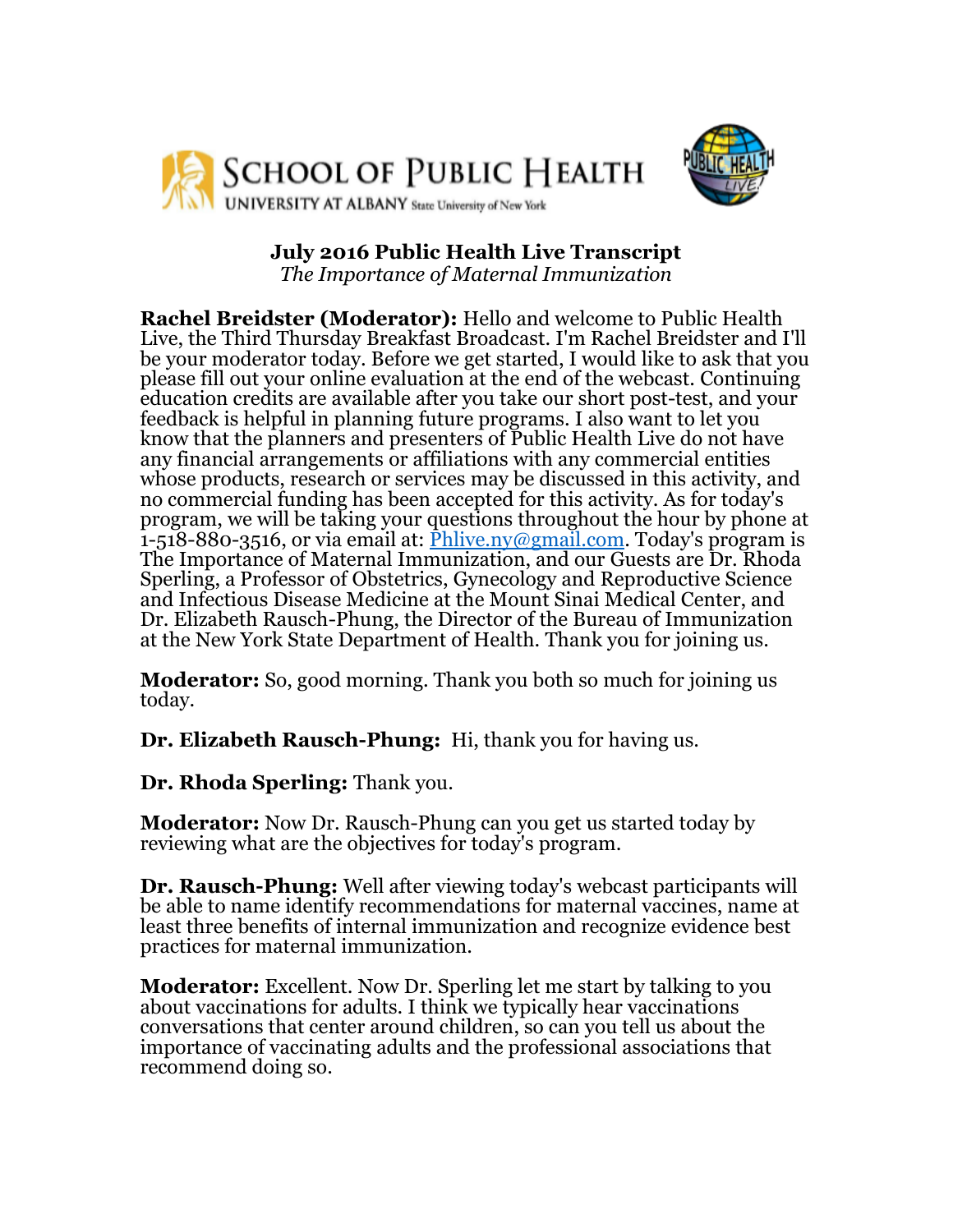SCHOOL OF PUBLIC HEALTH
UNIVERSITY AT ALBANY State University of New York

# July 2016 Public Health Live Transcript

*The Importance of Maternal Immunization*

**Rachel Breidster (Moderator):** Hello and welcome to Public Health Live, the Third Thursday Breakfast Broadcast. I'm Rachel Breidster and I'll be your moderator today. Before we get started, I would like to ask that you please fill out your online evaluation at the end of the webcast. Continuing education credits are available after you take our short post-test, and your feedback is helpful in planning future programs. I also want to let you know that the planners and presenters of Public Health Live do not have any financial arrangements or affiliations with any commercial entities whose products, research or services may be discussed in this activity, and no commercial funding has been accepted for this activity. As for today's program, we will be taking your questions throughout the hour by phone at 1-518-880-3516, or via email at: Phlive.ny@gmail.com. Today's program is The Importance of Maternal Immunization, and our Guests are Dr. Rhoda Sperling, a Professor of Obstetrics, Gynecology and Reproductive Science and Infectious Disease Medicine at the Mount Sinai Medical Center, and Dr. Elizabeth Rausch-Phung, the Director of the Bureau of Immunization at the New York State Department of Health. Thank you for joining us.

**Moderator:** So, good morning. Thank you both so much for joining us today.

**Dr. Elizabeth Rausch-Phung:** Hi, thank you for having us.

**Dr. Rhoda Sperling:** Thank you.

**Moderator:** Now Dr. Rausch-Phung can you get us started today by reviewing what are the objectives for today's program.

**Dr. Rausch-Phung:** Well after viewing today's webcast participants will be able to name identify recommendations for maternal vaccines, name at least three benefits of internal immunization and recognize evidence best practices for maternal immunization.

**Moderator:** Excellent. Now Dr. Sperling let me start by talking to you about vaccinations for adults. I think we typically hear vaccinations conversations that center around children, so can you tell us about the importance of vaccinating adults and the professional associations that recommend doing so.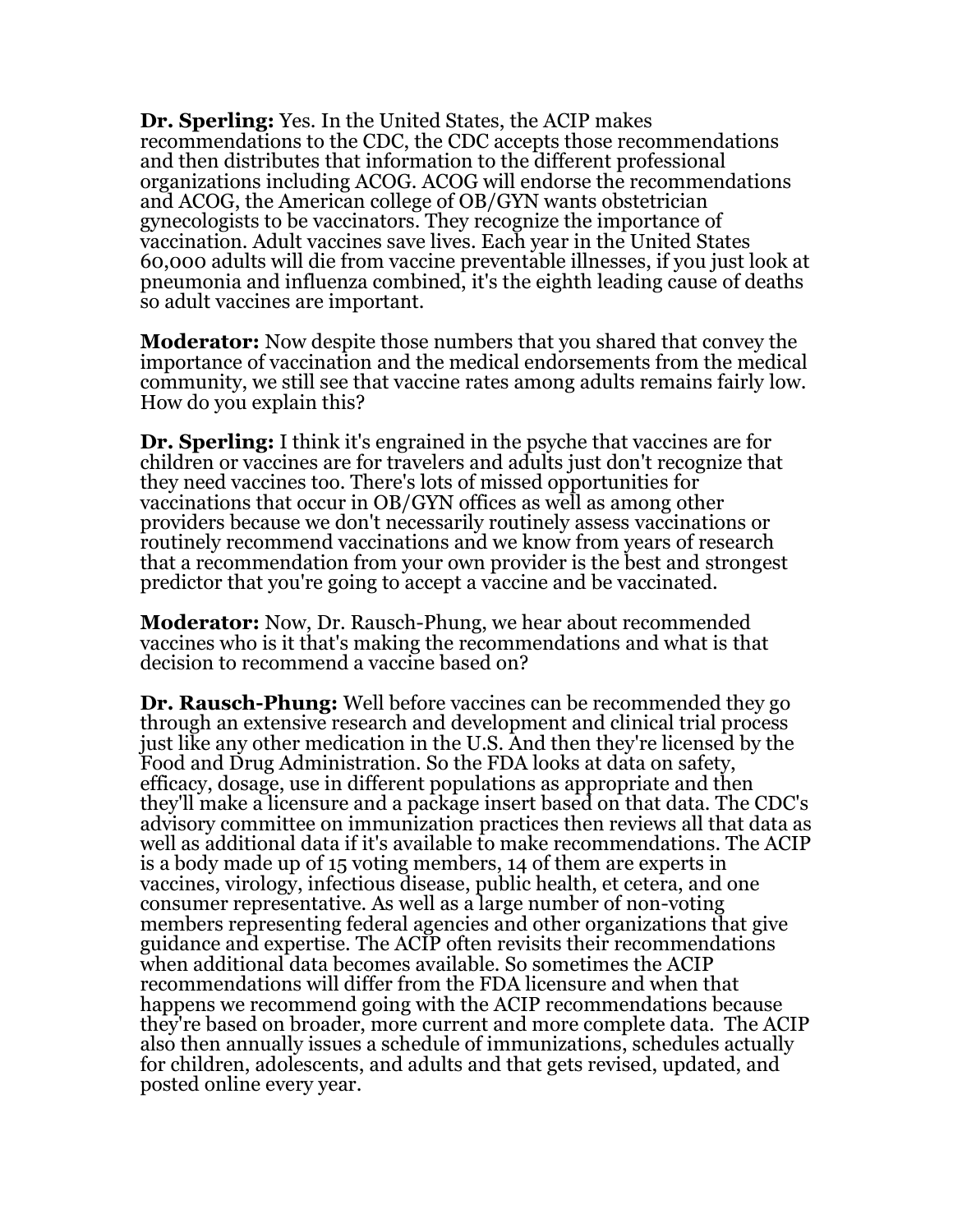**Dr. Sperling:** Yes. In the United States, the ACIP makes recommendations to the CDC, the CDC accepts those recommendations and then distributes that information to the different professional organizations including ACOG. ACOG will endorse the recommendations and ACOG, the American college of OB/GYN wants obstetrician gynecologists to be vaccinators. They recognize the importance of vaccination. Adult vaccines save lives. Each year in the United States 60,000 adults will die from vaccine preventable illnesses, if you just look at pneumonia and influenza combined, it's the eighth leading cause of deaths so adult vaccines are important.

**Moderator:** Now despite those numbers that you shared that convey the importance of vaccination and the medical endorsements from the medical community, we still see that vaccine rates among adults remains fairly low. How do you explain this?

**Dr. Sperling:** I think it's engrained in the psyche that vaccines are for children or vaccines are for travelers and adults just don't recognize that they need vaccines too. There's lots of missed opportunities for vaccinations that occur in OB/GYN offices as well as among other providers because we don't necessarily routinely assess vaccinations or routinely recommend vaccinations and we know from years of research that a recommendation from your own provider is the best and strongest predictor that you're going to accept a vaccine and be vaccinated.

**Moderator:** Now, Dr. Rausch-Phung, we hear about recommended vaccines who is it that's making the recommendations and what is that decision to recommend a vaccine based on?

**Dr. Rausch-Phung:** Well before vaccines can be recommended they go through an extensive research and development and clinical trial process just like any other medication in the U.S. And then they're licensed by the Food and Drug Administration. So the FDA looks at data on safety, efficacy, dosage, use in different populations as appropriate and then they'll make a licensure and a package insert based on that data. The CDC's advisory committee on immunization practices then reviews all that data as well as additional data if it's available to make recommendations. The ACIP is a body made up of 15 voting members, 14 of them are experts in vaccines, virology, infectious disease, public health, et cetera, and one consumer representative. As well as a large number of non-voting members representing federal agencies and other organizations that give guidance and expertise. The ACIP often revisits their recommendations when additional data becomes available. So sometimes the ACIP recommendations will differ from the FDA licensure and when that happens we recommend going with the ACIP recommendations because they're based on broader, more current and more complete data. The ACIP also then annually issues a schedule of immunizations, schedules actually for children, adolescents, and adults and that gets revised, updated, and posted online every year.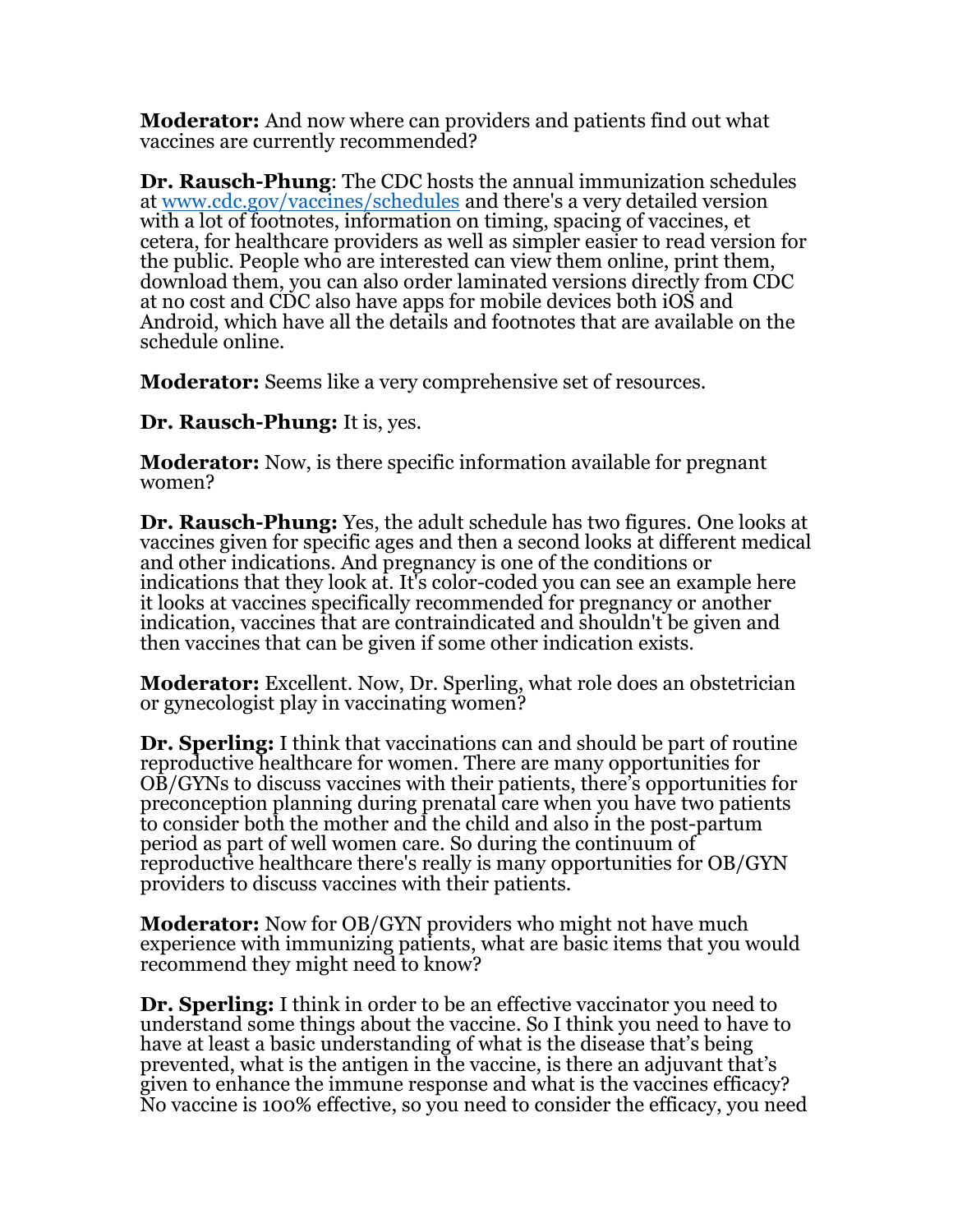**Moderator:** And now where can providers and patients find out what vaccines are currently recommended?

**Dr. Rausch-Phung**: The CDC hosts the annual immunization schedules at [www.cdc.gov/vaccines/schedules](http://www.cdc.gov/vaccines/schedules) and there's a very detailed version with a lot of footnotes, information on timing, spacing of vaccines, et cetera, for healthcare providers as well as simpler easier to read version for the public. People who are interested can view them online, print them, download them, you can also order laminated versions directly from CDC at no cost and CDC also have apps for mobile devices both iOS and Android, which have all the details and footnotes that are available on the schedule online.

**Moderator:** Seems like a very comprehensive set of resources.

**Dr. Rausch-Phung:** It is, yes.

**Moderator:** Now, is there specific information available for pregnant women?

**Dr. Rausch-Phung:** Yes, the adult schedule has two figures. One looks at vaccines given for specific ages and then a second looks at different medical and other indications. And pregnancy is one of the conditions or indications that they look at. It's color-coded you can see an example here it looks at vaccines specifically recommended for pregnancy or another indication, vaccines that are contraindicated and shouldn't be given and then vaccines that can be given if some other indication exists.

**Moderator:** Excellent. Now, Dr. Sperling, what role does an obstetrician or gynecologist play in vaccinating women?

**Dr. Sperling:** I think that vaccinations can and should be part of routine reproductive healthcare for women. There are many opportunities for OB/GYNs to discuss vaccines with their patients, there's opportunities for preconception planning during prenatal care when you have two patients to consider both the mother and the child and also in the post-partum period as part of well women care. So during the continuum of reproductive healthcare there's really is many opportunities for OB/GYN providers to discuss vaccines with their patients.

**Moderator:** Now for OB/GYN providers who might not have much experience with immunizing patients, what are basic items that you would recommend they might need to know?

**Dr. Sperling:** I think in order to be an effective vaccinator you need to understand some things about the vaccine. So I think you need to have to have at least a basic understanding of what is the disease that's being prevented, what is the antigen in the vaccine, is there an adjuvant that's given to enhance the immune response and what is the vaccines efficacy? No vaccine is 100% effective, so you need to consider the efficacy, you need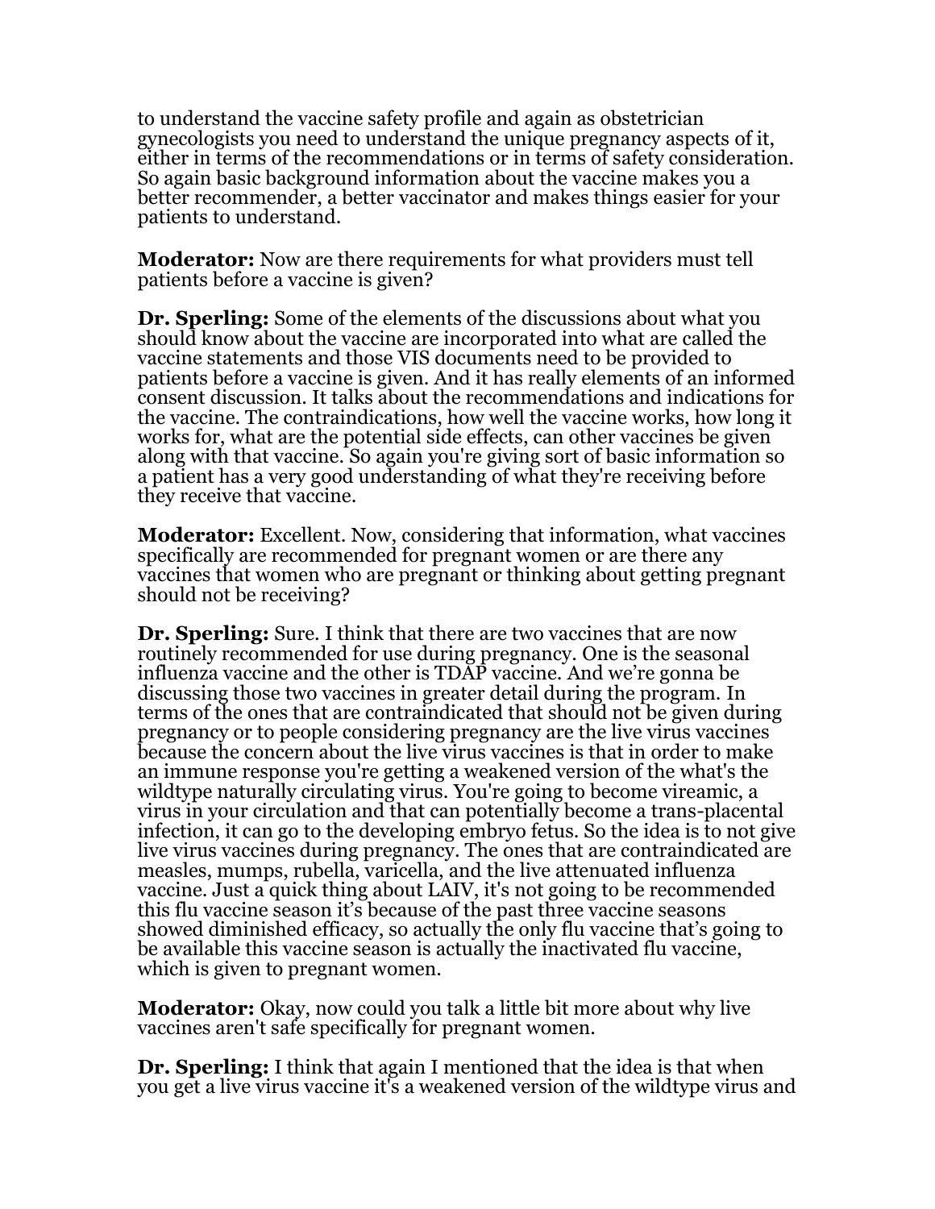to understand the vaccine safety profile and again as obstetrician gynecologists you need to understand the unique pregnancy aspects of it, either in terms of the recommendations or in terms of safety consideration. So again basic background information about the vaccine makes you a better recommender, a better vaccinator and makes things easier for your patients to understand.

**Moderator:** Now are there requirements for what providers must tell patients before a vaccine is given?

**Dr. Sperling:** Some of the elements of the discussions about what you should know about the vaccine are incorporated into what are called the vaccine statements and those VIS documents need to be provided to patients before a vaccine is given. And it has really elements of an informed consent discussion. It talks about the recommendations and indications for the vaccine. The contraindications, how well the vaccine works, how long it works for, what are the potential side effects, can other vaccines be given along with that vaccine. So again you're giving sort of basic information so a patient has a very good understanding of what they're receiving before they receive that vaccine.

**Moderator:** Excellent. Now, considering that information, what vaccines specifically are recommended for pregnant women or are there any vaccines that women who are pregnant or thinking about getting pregnant should not be receiving?

**Dr. Sperling:** Sure. I think that there are two vaccines that are now routinely recommended for use during pregnancy. One is the seasonal influenza vaccine and the other is TDAP vaccine. And we're gonna be discussing those two vaccines in greater detail during the program. In terms of the ones that are contraindicated that should not be given during pregnancy or to people considering pregnancy are the live virus vaccines because the concern about the live virus vaccines is that in order to make an immune response you're getting a weakened version of the what's the wildtype naturally circulating virus. You're going to become vireamic, a virus in your circulation and that can potentially become a trans-placental infection, it can go to the developing embryo fetus. So the idea is to not give live virus vaccines during pregnancy. The ones that are contraindicated are measles, mumps, rubella, varicella, and the live attenuated influenza vaccine. Just a quick thing about LAIV, it's not going to be recommended this flu vaccine season it's because of the past three vaccine seasons showed diminished efficacy, so actually the only flu vaccine that's going to be available this vaccine season is actually the inactivated flu vaccine, which is given to pregnant women.

**Moderator:** Okay, now could you talk a little bit more about why live vaccines aren't safe specifically for pregnant women.

**Dr. Sperling:** I think that again I mentioned that the idea is that when you get a live virus vaccine it's a weakened version of the wildtype virus and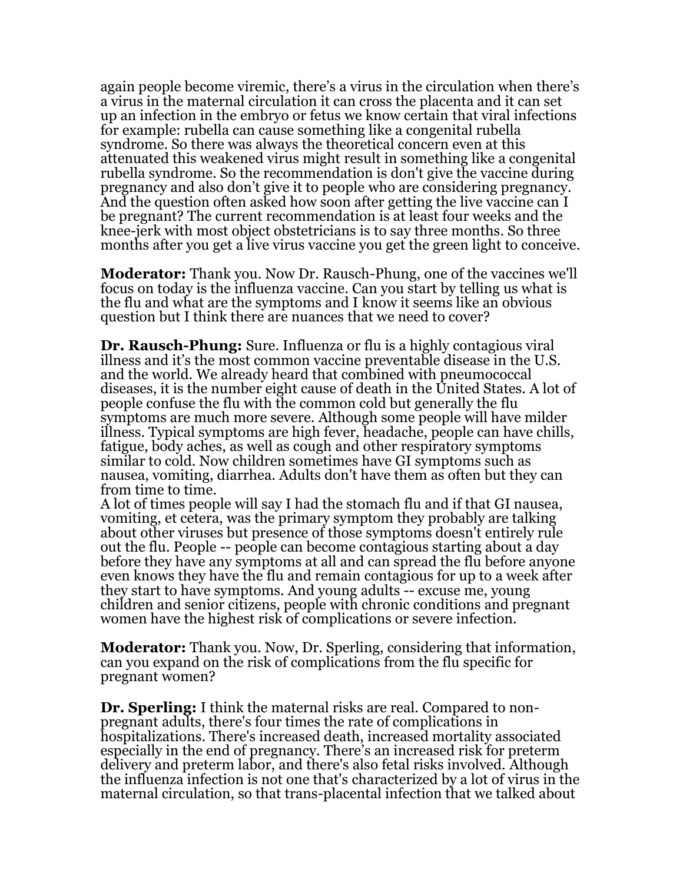again people become viremic, there's a virus in the circulation when there's a virus in the maternal circulation it can cross the placenta and it can set up an infection in the embryo or fetus we know certain that viral infections for example: rubella can cause something like a congenital rubella syndrome. So there was always the theoretical concern even at this attenuated this weakened virus might result in something like a congenital rubella syndrome. So the recommendation is don't give the vaccine during pregnancy and also don't give it to people who are considering pregnancy. And the question often asked how soon after getting the live vaccine can I be pregnant? The current recommendation is at least four weeks and the knee-jerk with most object obstetricians is to say three months. So three months after you get a live virus vaccine you get the green light to conceive.

**Moderator:** Thank you. Now Dr. Rausch-Phung, one of the vaccines we'll focus on today is the influenza vaccine. Can you start by telling us what is the flu and what are the symptoms and I know it seems like an obvious question but I think there are nuances that we need to cover?

**Dr. Rausch-Phung:** Sure. Influenza or flu is a highly contagious viral illness and it's the most common vaccine preventable disease in the U.S. and the world. We already heard that combined with pneumococcal diseases, it is the number eight cause of death in the United States. A lot of people confuse the flu with the common cold but generally the flu symptoms are much more severe. Although some people will have milder illness. Typical symptoms are high fever, headache, people can have chills, fatigue, body aches, as well as cough and other respiratory symptoms similar to cold. Now children sometimes have GI symptoms such as nausea, vomiting, diarrhea. Adults don't have them as often but they can from time to time.
A lot of times people will say I had the stomach flu and if that GI nausea, vomiting, et cetera, was the primary symptom they probably are talking about other viruses but presence of those symptoms doesn't entirely rule out the flu. People -- people can become contagious starting about a day before they have any symptoms at all and can spread the flu before anyone even knows they have the flu and remain contagious for up to a week after they start to have symptoms. And young adults -- excuse me, young children and senior citizens, people with chronic conditions and pregnant women have the highest risk of complications or severe infection.

**Moderator:** Thank you. Now, Dr. Sperling, considering that information, can you expand on the risk of complications from the flu specific for pregnant women?

**Dr. Sperling:** I think the maternal risks are real. Compared to non-pregnant adults, there's four times the rate of complications in hospitalizations. There's increased death, increased mortality associated especially in the end of pregnancy. There's an increased risk for preterm delivery and preterm labor, and there's also fetal risks involved. Although the influenza infection is not one that's characterized by a lot of virus in the maternal circulation, so that trans-placental infection that we talked about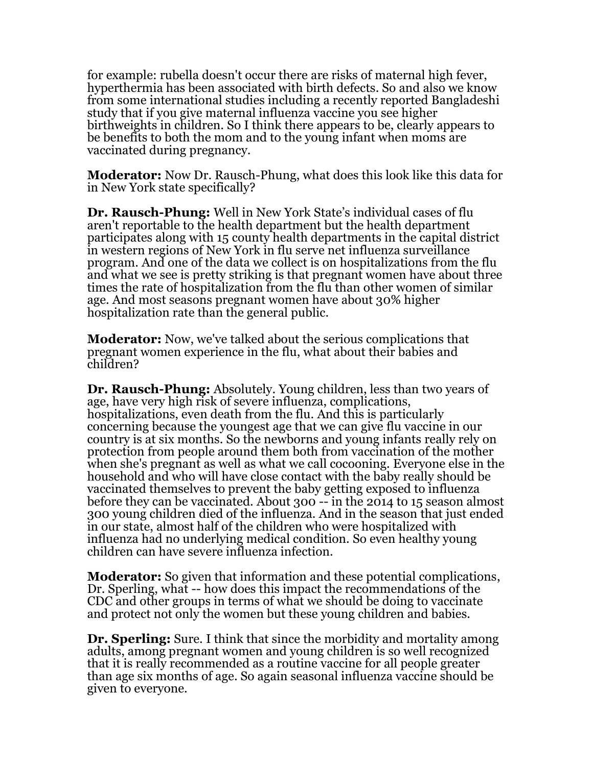for example: rubella doesn't occur there are risks of maternal high fever, hyperthermia has been associated with birth defects. So and also we know from some international studies including a recently reported Bangladeshi study that if you give maternal influenza vaccine you see higher birthweights in children. So I think there appears to be, clearly appears to be benefits to both the mom and to the young infant when moms are vaccinated during pregnancy.

**Moderator:** Now Dr. Rausch-Phung, what does this look like this data for in New York state specifically?

**Dr. Rausch-Phung:** Well in New York State's individual cases of flu aren't reportable to the health department but the health department participates along with 15 county health departments in the capital district in western regions of New York in flu serve net influenza surveillance program. And one of the data we collect is on hospitalizations from the flu and what we see is pretty striking is that pregnant women have about three times the rate of hospitalization from the flu than other women of similar age. And most seasons pregnant women have about 30% higher hospitalization rate than the general public.

**Moderator:** Now, we've talked about the serious complications that pregnant women experience in the flu, what about their babies and children?

**Dr. Rausch-Phung:** Absolutely. Young children, less than two years of age, have very high risk of severe influenza, complications, hospitalizations, even death from the flu. And this is particularly concerning because the youngest age that we can give flu vaccine in our country is at six months. So the newborns and young infants really rely on protection from people around them both from vaccination of the mother when she's pregnant as well as what we call cocooning. Everyone else in the household and who will have close contact with the baby really should be vaccinated themselves to prevent the baby getting exposed to influenza before they can be vaccinated. About 300 -- in the 2014 to 15 season almost 300 young children died of the influenza. And in the season that just ended in our state, almost half of the children who were hospitalized with influenza had no underlying medical condition. So even healthy young children can have severe influenza infection.

**Moderator:** So given that information and these potential complications, Dr. Sperling, what -- how does this impact the recommendations of the CDC and other groups in terms of what we should be doing to vaccinate and protect not only the women but these young children and babies.

**Dr. Sperling:** Sure. I think that since the morbidity and mortality among adults, among pregnant women and young children is so well recognized that it is really recommended as a routine vaccine for all people greater than age six months of age. So again seasonal influenza vaccine should be given to everyone.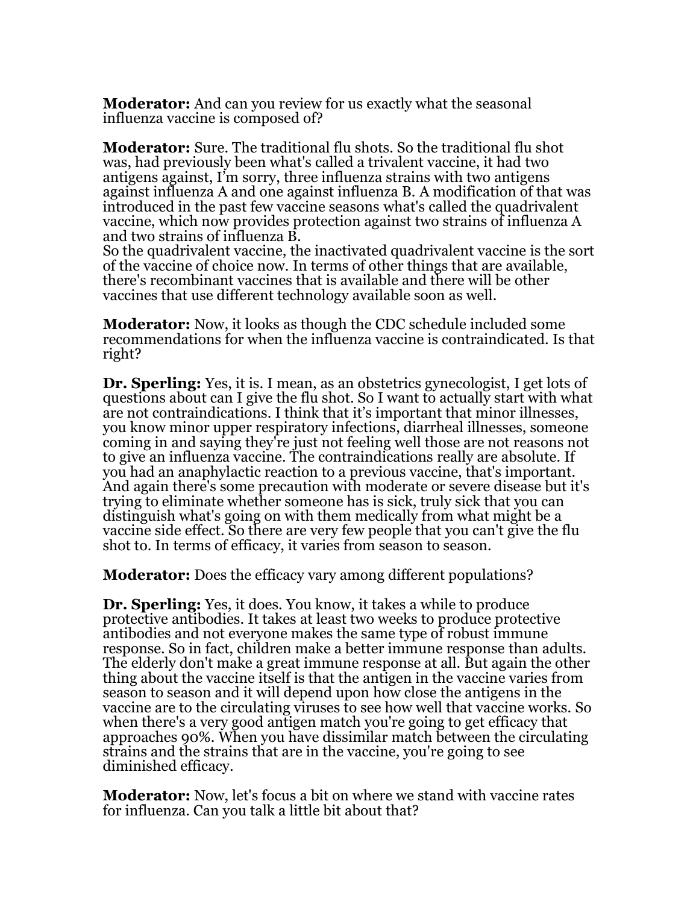**Moderator:** And can you review for us exactly what the seasonal influenza vaccine is composed of?

**Moderator:** Sure. The traditional flu shots. So the traditional flu shot was, had previously been what's called a trivalent vaccine, it had two antigens against, I'm sorry, three influenza strains with two antigens against influenza A and one against influenza B. A modification of that was introduced in the past few vaccine seasons what's called the quadrivalent vaccine, which now provides protection against two strains of influenza A and two strains of influenza B.
So the quadrivalent vaccine, the inactivated quadrivalent vaccine is the sort of the vaccine of choice now. In terms of other things that are available, there's recombinant vaccines that is available and there will be other vaccines that use different technology available soon as well.

**Moderator:** Now, it looks as though the CDC schedule included some recommendations for when the influenza vaccine is contraindicated. Is that right?

**Dr. Sperling:** Yes, it is. I mean, as an obstetrics gynecologist, I get lots of questions about can I give the flu shot. So I want to actually start with what are not contraindications. I think that it's important that minor illnesses, you know minor upper respiratory infections, diarrheal illnesses, someone coming in and saying they're just not feeling well those are not reasons not to give an influenza vaccine. The contraindications really are absolute. If you had an anaphylactic reaction to a previous vaccine, that's important. And again there's some precaution with moderate or severe disease but it's trying to eliminate whether someone has is sick, truly sick that you can distinguish what's going on with them medically from what might be a vaccine side effect. So there are very few people that you can't give the flu shot to. In terms of efficacy, it varies from season to season.

**Moderator:** Does the efficacy vary among different populations?

**Dr. Sperling:** Yes, it does. You know, it takes a while to produce protective antibodies. It takes at least two weeks to produce protective antibodies and not everyone makes the same type of robust immune response. So in fact, children make a better immune response than adults. The elderly don't make a great immune response at all. But again the other thing about the vaccine itself is that the antigen in the vaccine varies from season to season and it will depend upon how close the antigens in the vaccine are to the circulating viruses to see how well that vaccine works. So when there's a very good antigen match you're going to get efficacy that approaches 90%. When you have dissimilar match between the circulating strains and the strains that are in the vaccine, you're going to see diminished efficacy.

**Moderator:** Now, let's focus a bit on where we stand with vaccine rates for influenza. Can you talk a little bit about that?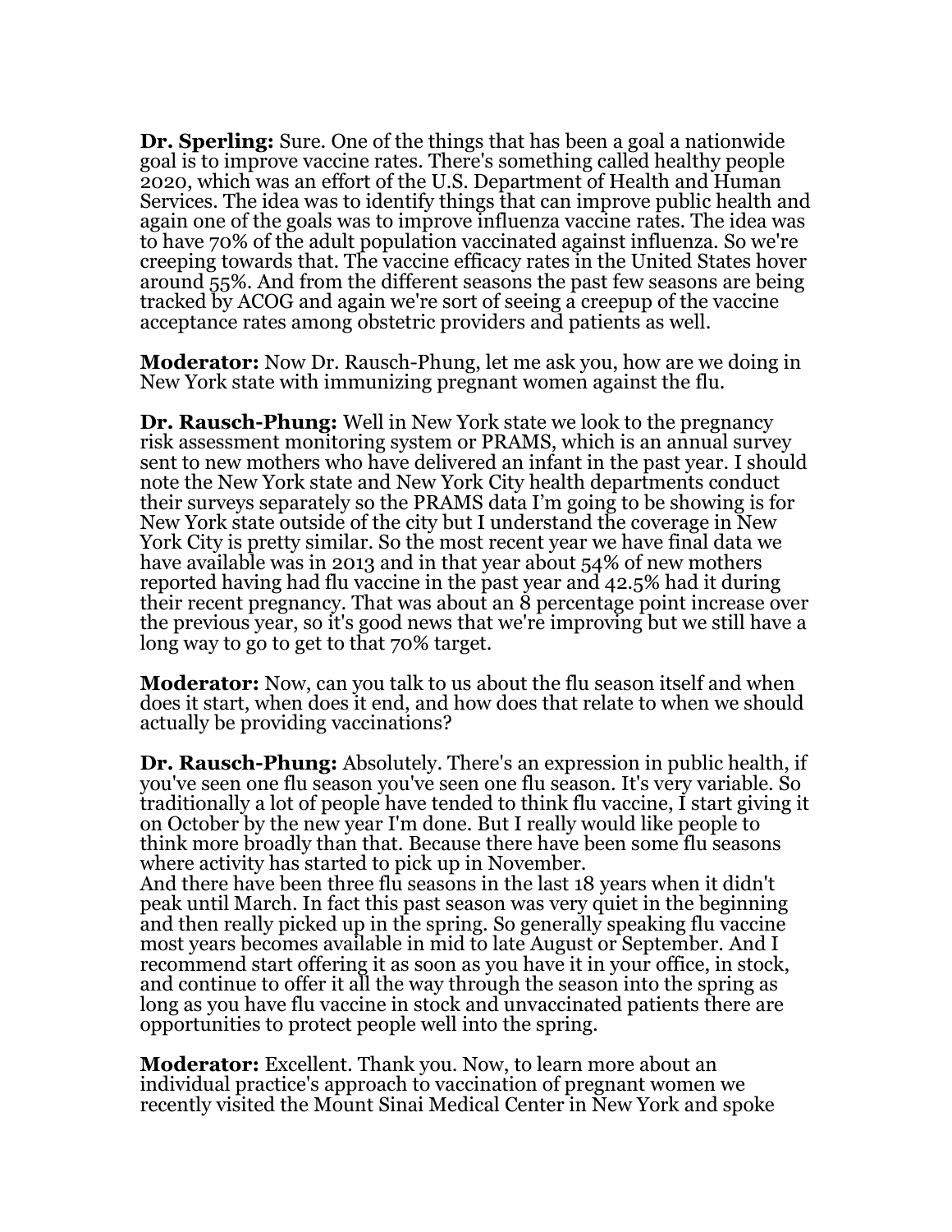**Dr. Sperling:** Sure. One of the things that has been a goal a nationwide goal is to improve vaccine rates. There's something called healthy people 2020, which was an effort of the U.S. Department of Health and Human Services. The idea was to identify things that can improve public health and again one of the goals was to improve influenza vaccine rates. The idea was to have 70% of the adult population vaccinated against influenza. So we're creeping towards that. The vaccine efficacy rates in the United States hover around 55%. And from the different seasons the past few seasons are being tracked by ACOG and again we're sort of seeing a creepup of the vaccine acceptance rates among obstetric providers and patients as well.

**Moderator:** Now Dr. Rausch-Phung, let me ask you, how are we doing in New York state with immunizing pregnant women against the flu.

**Dr. Rausch-Phung:** Well in New York state we look to the pregnancy risk assessment monitoring system or PRAMS, which is an annual survey sent to new mothers who have delivered an infant in the past year. I should note the New York state and New York City health departments conduct their surveys separately so the PRAMS data I'm going to be showing is for New York state outside of the city but I understand the coverage in New York City is pretty similar. So the most recent year we have final data we have available was in 2013 and in that year about 54% of new mothers reported having had flu vaccine in the past year and 42.5% had it during their recent pregnancy. That was about an 8 percentage point increase over the previous year, so it's good news that we're improving but we still have a long way to go to get to that 70% target.

**Moderator:** Now, can you talk to us about the flu season itself and when does it start, when does it end, and how does that relate to when we should actually be providing vaccinations?

**Dr. Rausch-Phung:** Absolutely. There's an expression in public health, if you've seen one flu season you've seen one flu season. It's very variable. So traditionally a lot of people have tended to think flu vaccine, I start giving it on October by the new year I'm done. But I really would like people to think more broadly than that. Because there have been some flu seasons where activity has started to pick up in November.
And there have been three flu seasons in the last 18 years when it didn't peak until March. In fact this past season was very quiet in the beginning and then really picked up in the spring. So generally speaking flu vaccine most years becomes available in mid to late August or September. And I recommend start offering it as soon as you have it in your office, in stock, and continue to offer it all the way through the season into the spring as long as you have flu vaccine in stock and unvaccinated patients there are opportunities to protect people well into the spring.

**Moderator:** Excellent. Thank you. Now, to learn more about an individual practice's approach to vaccination of pregnant women we recently visited the Mount Sinai Medical Center in New York and spoke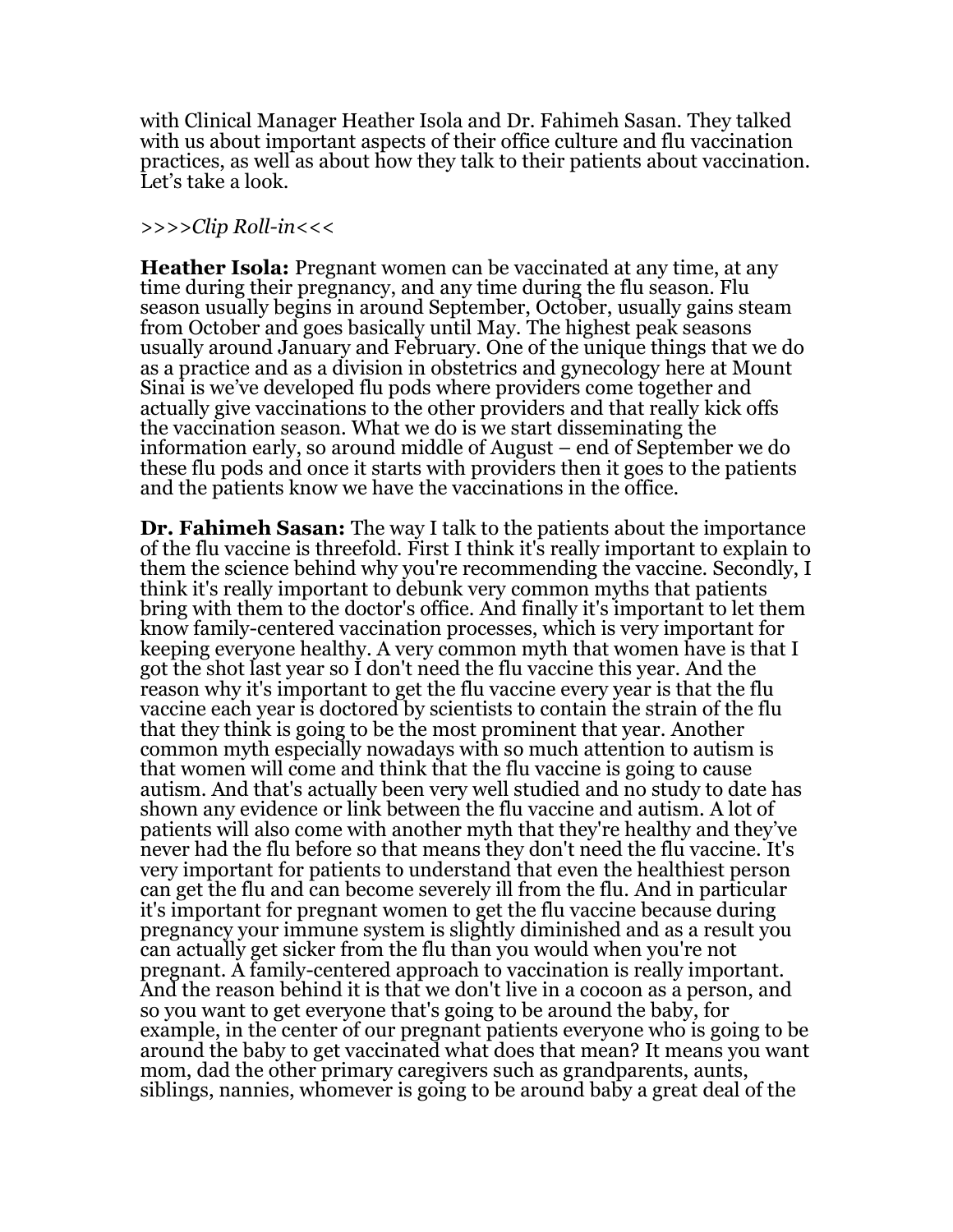with Clinical Manager Heather Isola and Dr. Fahimeh Sasan. They talked with us about important aspects of their office culture and flu vaccination practices, as well as about how they talk to their patients about vaccination. Let's take a look.

*>>>>Clip Roll-in<<<*

**Heather Isola:** Pregnant women can be vaccinated at any time, at any time during their pregnancy, and any time during the flu season. Flu season usually begins in around September, October, usually gains steam from October and goes basically until May. The highest peak seasons usually around January and February. One of the unique things that we do as a practice and as a division in obstetrics and gynecology here at Mount Sinai is we've developed flu pods where providers come together and actually give vaccinations to the other providers and that really kick offs the vaccination season. What we do is we start disseminating the information early, so around middle of August – end of September we do these flu pods and once it starts with providers then it goes to the patients and the patients know we have the vaccinations in the office.

**Dr. Fahimeh Sasan:** The way I talk to the patients about the importance of the flu vaccine is threefold. First I think it's really important to explain to them the science behind why you're recommending the vaccine. Secondly, I think it's really important to debunk very common myths that patients bring with them to the doctor's office. And finally it's important to let them know family-centered vaccination processes, which is very important for keeping everyone healthy. A very common myth that women have is that I got the shot last year so I don't need the flu vaccine this year. And the reason why it's important to get the flu vaccine every year is that the flu vaccine each year is doctored by scientists to contain the strain of the flu that they think is going to be the most prominent that year. Another common myth especially nowadays with so much attention to autism is that women will come and think that the flu vaccine is going to cause autism. And that's actually been very well studied and no study to date has shown any evidence or link between the flu vaccine and autism. A lot of patients will also come with another myth that they're healthy and they've never had the flu before so that means they don't need the flu vaccine. It's very important for patients to understand that even the healthiest person can get the flu and can become severely ill from the flu. And in particular it's important for pregnant women to get the flu vaccine because during pregnancy your immune system is slightly diminished and as a result you can actually get sicker from the flu than you would when you're not pregnant. A family-centered approach to vaccination is really important. And the reason behind it is that we don't live in a cocoon as a person, and so you want to get everyone that's going to be around the baby, for example, in the center of our pregnant patients everyone who is going to be around the baby to get vaccinated what does that mean? It means you want mom, dad the other primary caregivers such as grandparents, aunts, siblings, nannies, whomever is going to be around baby a great deal of the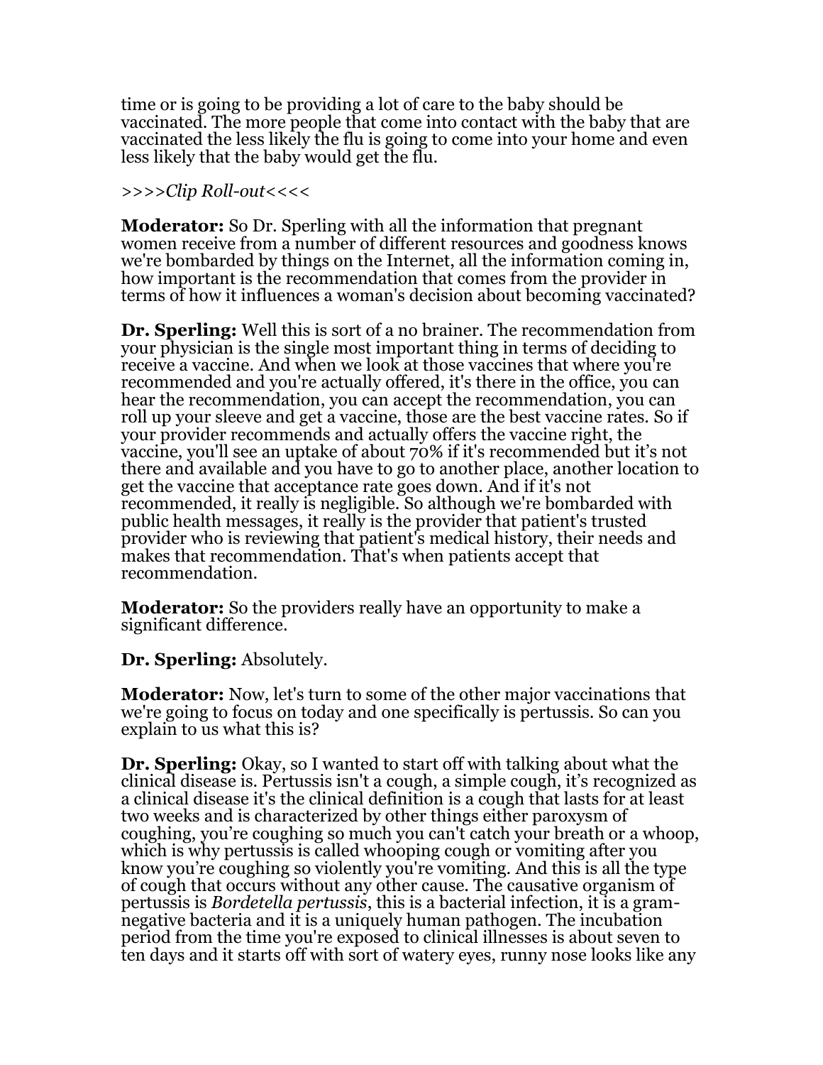time or is going to be providing a lot of care to the baby should be vaccinated. The more people that come into contact with the baby that are vaccinated the less likely the flu is going to come into your home and even less likely that the baby would get the flu.

*>>>>Clip Roll-out<<<<*

**Moderator:** So Dr. Sperling with all the information that pregnant women receive from a number of different resources and goodness knows we're bombarded by things on the Internet, all the information coming in, how important is the recommendation that comes from the provider in terms of how it influences a woman's decision about becoming vaccinated?

**Dr. Sperling:** Well this is sort of a no brainer. The recommendation from your physician is the single most important thing in terms of deciding to receive a vaccine. And when we look at those vaccines that where you're recommended and you're actually offered, it's there in the office, you can hear the recommendation, you can accept the recommendation, you can roll up your sleeve and get a vaccine, those are the best vaccine rates. So if your provider recommends and actually offers the vaccine right, the vaccine, you'll see an uptake of about 70% if it's recommended but it's not there and available and you have to go to another place, another location to get the vaccine that acceptance rate goes down. And if it's not recommended, it really is negligible. So although we're bombarded with public health messages, it really is the provider that patient's trusted provider who is reviewing that patient's medical history, their needs and makes that recommendation. That's when patients accept that recommendation.

**Moderator:** So the providers really have an opportunity to make a significant difference.

**Dr. Sperling:** Absolutely.

**Moderator:** Now, let's turn to some of the other major vaccinations that we're going to focus on today and one specifically is pertussis. So can you explain to us what this is?

**Dr. Sperling:** Okay, so I wanted to start off with talking about what the clinical disease is. Pertussis isn't a cough, a simple cough, it's recognized as a clinical disease it's the clinical definition is a cough that lasts for at least two weeks and is characterized by other things either paroxysm of coughing, you're coughing so much you can't catch your breath or a whoop, which is why pertussis is called whooping cough or vomiting after you know you're coughing so violently you're vomiting. And this is all the type of cough that occurs without any other cause. The causative organism of pertussis is *Bordetella pertussis*, this is a bacterial infection, it is a gram-negative bacteria and it is a uniquely human pathogen. The incubation period from the time you're exposed to clinical illnesses is about seven to ten days and it starts off with sort of watery eyes, runny nose looks like any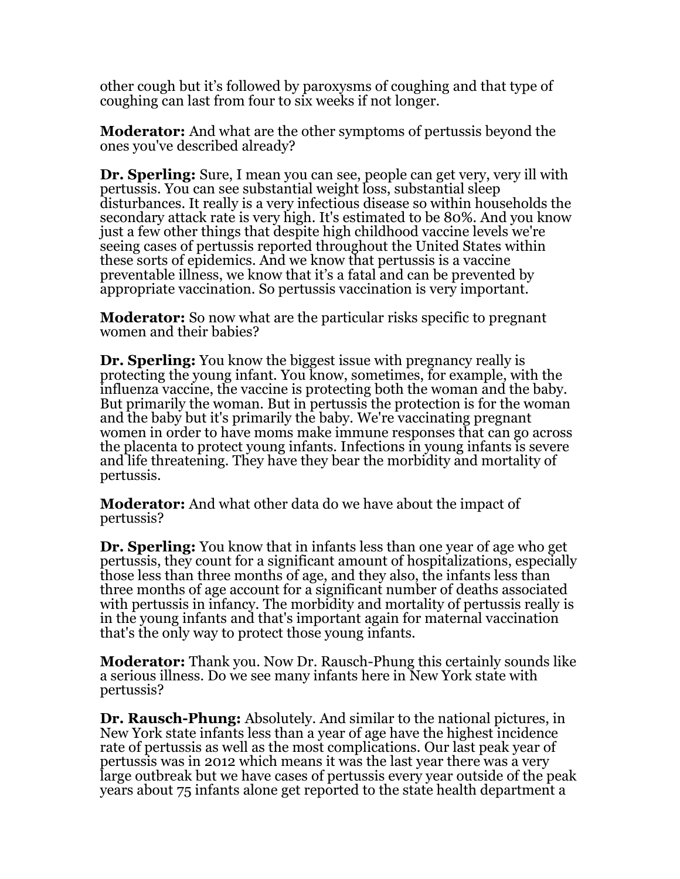other cough but it's followed by paroxysms of coughing and that type of coughing can last from four to six weeks if not longer.

**Moderator:** And what are the other symptoms of pertussis beyond the ones you've described already?

**Dr. Sperling:** Sure, I mean you can see, people can get very, very ill with pertussis. You can see substantial weight loss, substantial sleep disturbances. It really is a very infectious disease so within households the secondary attack rate is very high. It's estimated to be 80%. And you know just a few other things that despite high childhood vaccine levels we're seeing cases of pertussis reported throughout the United States within these sorts of epidemics. And we know that pertussis is a vaccine preventable illness, we know that it's a fatal and can be prevented by appropriate vaccination. So pertussis vaccination is very important.

**Moderator:** So now what are the particular risks specific to pregnant women and their babies?

**Dr. Sperling:** You know the biggest issue with pregnancy really is protecting the young infant. You know, sometimes, for example, with the influenza vaccine, the vaccine is protecting both the woman and the baby. But primarily the woman. But in pertussis the protection is for the woman and the baby but it's primarily the baby. We're vaccinating pregnant women in order to have moms make immune responses that can go across the placenta to protect young infants. Infections in young infants is severe and life threatening. They have they bear the morbidity and mortality of pertussis.

**Moderator:** And what other data do we have about the impact of pertussis?

**Dr. Sperling:** You know that in infants less than one year of age who get pertussis, they count for a significant amount of hospitalizations, especially those less than three months of age, and they also, the infants less than three months of age account for a significant number of deaths associated with pertussis in infancy. The morbidity and mortality of pertussis really is in the young infants and that's important again for maternal vaccination that's the only way to protect those young infants.

**Moderator:** Thank you. Now Dr. Rausch-Phung this certainly sounds like a serious illness. Do we see many infants here in New York state with pertussis?

**Dr. Rausch-Phung:** Absolutely. And similar to the national pictures, in New York state infants less than a year of age have the highest incidence rate of pertussis as well as the most complications. Our last peak year of pertussis was in 2012 which means it was the last year there was a very large outbreak but we have cases of pertussis every year outside of the peak years about 75 infants alone get reported to the state health department a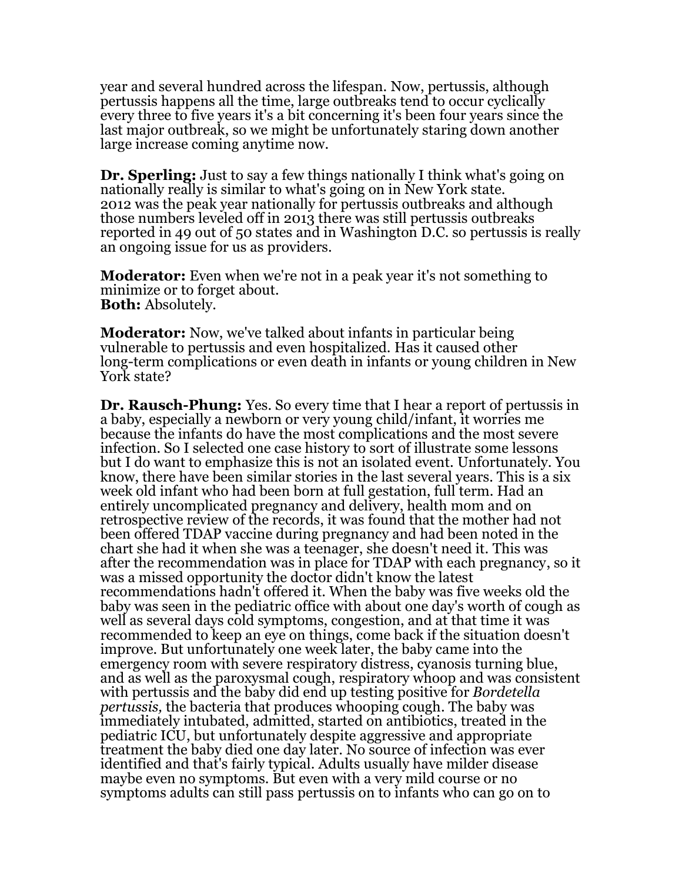year and several hundred across the lifespan. Now, pertussis, although pertussis happens all the time, large outbreaks tend to occur cyclically every three to five years it's a bit concerning it's been four years since the last major outbreak, so we might be unfortunately staring down another large increase coming anytime now.

**Dr. Sperling:** Just to say a few things nationally I think what's going on nationally really is similar to what's going on in New York state. 2012 was the peak year nationally for pertussis outbreaks and although those numbers leveled off in 2013 there was still pertussis outbreaks reported in 49 out of 50 states and in Washington D.C. so pertussis is really an ongoing issue for us as providers.

**Moderator:** Even when we're not in a peak year it's not something to minimize or to forget about.
**Both:** Absolutely.

**Moderator:** Now, we've talked about infants in particular being vulnerable to pertussis and even hospitalized. Has it caused other long-term complications or even death in infants or young children in New York state?

**Dr. Rausch-Phung:** Yes. So every time that I hear a report of pertussis in a baby, especially a newborn or very young child/infant, it worries me because the infants do have the most complications and the most severe infection. So I selected one case history to sort of illustrate some lessons but I do want to emphasize this is not an isolated event. Unfortunately. You know, there have been similar stories in the last several years. This is a six week old infant who had been born at full gestation, full term. Had an entirely uncomplicated pregnancy and delivery, health mom and on retrospective review of the records, it was found that the mother had not been offered TDAP vaccine during pregnancy and had been noted in the chart she had it when she was a teenager, she doesn't need it. This was after the recommendation was in place for TDAP with each pregnancy, so it was a missed opportunity the doctor didn't know the latest recommendations hadn't offered it. When the baby was five weeks old the baby was seen in the pediatric office with about one day's worth of cough as well as several days cold symptoms, congestion, and at that time it was recommended to keep an eye on things, come back if the situation doesn't improve. But unfortunately one week later, the baby came into the emergency room with severe respiratory distress, cyanosis turning blue, and as well as the paroxysmal cough, respiratory whoop and was consistent with pertussis and the baby did end up testing positive for *Bordetella pertussis,* the bacteria that produces whooping cough. The baby was immediately intubated, admitted, started on antibiotics, treated in the pediatric ICU, but unfortunately despite aggressive and appropriate treatment the baby died one day later. No source of infection was ever identified and that's fairly typical. Adults usually have milder disease maybe even no symptoms. But even with a very mild course or no symptoms adults can still pass pertussis on to infants who can go on to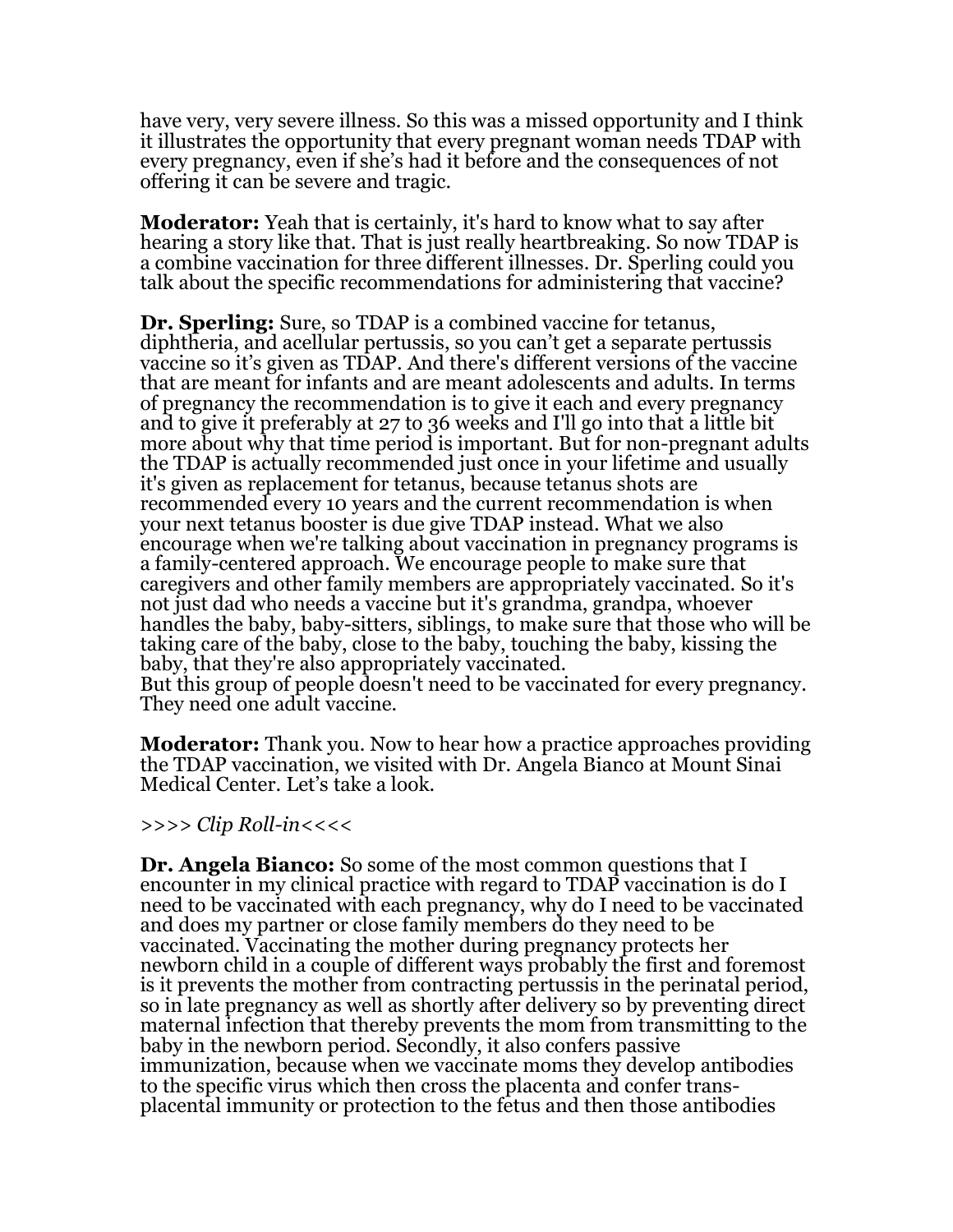have very, very severe illness. So this was a missed opportunity and I think it illustrates the opportunity that every pregnant woman needs TDAP with every pregnancy, even if she's had it before and the consequences of not offering it can be severe and tragic.

**Moderator:** Yeah that is certainly, it's hard to know what to say after hearing a story like that. That is just really heartbreaking. So now TDAP is a combine vaccination for three different illnesses. Dr. Sperling could you talk about the specific recommendations for administering that vaccine?

**Dr. Sperling:** Sure, so TDAP is a combined vaccine for tetanus, diphtheria, and acellular pertussis, so you can't get a separate pertussis vaccine so it's given as TDAP. And there's different versions of the vaccine that are meant for infants and are meant adolescents and adults. In terms of pregnancy the recommendation is to give it each and every pregnancy and to give it preferably at 27 to 36 weeks and I'll go into that a little bit more about why that time period is important. But for non-pregnant adults the TDAP is actually recommended just once in your lifetime and usually it's given as replacement for tetanus, because tetanus shots are recommended every 10 years and the current recommendation is when your next tetanus booster is due give TDAP instead. What we also encourage when we're talking about vaccination in pregnancy programs is a family-centered approach. We encourage people to make sure that caregivers and other family members are appropriately vaccinated. So it's not just dad who needs a vaccine but it's grandma, grandpa, whoever handles the baby, baby-sitters, siblings, to make sure that those who will be taking care of the baby, close to the baby, touching the baby, kissing the baby, that they're also appropriately vaccinated.
But this group of people doesn't need to be vaccinated for every pregnancy. They need one adult vaccine.

**Moderator:** Thank you. Now to hear how a practice approaches providing the TDAP vaccination, we visited with Dr. Angela Bianco at Mount Sinai Medical Center. Let's take a look.

*>>>> Clip Roll-in<<<<*

**Dr. Angela Bianco:** So some of the most common questions that I encounter in my clinical practice with regard to TDAP vaccination is do I need to be vaccinated with each pregnancy, why do I need to be vaccinated and does my partner or close family members do they need to be vaccinated. Vaccinating the mother during pregnancy protects her newborn child in a couple of different ways probably the first and foremost is it prevents the mother from contracting pertussis in the perinatal period, so in late pregnancy as well as shortly after delivery so by preventing direct maternal infection that thereby prevents the mom from transmitting to the baby in the newborn period. Secondly, it also confers passive immunization, because when we vaccinate moms they develop antibodies to the specific virus which then cross the placenta and confer trans-placental immunity or protection to the fetus and then those antibodies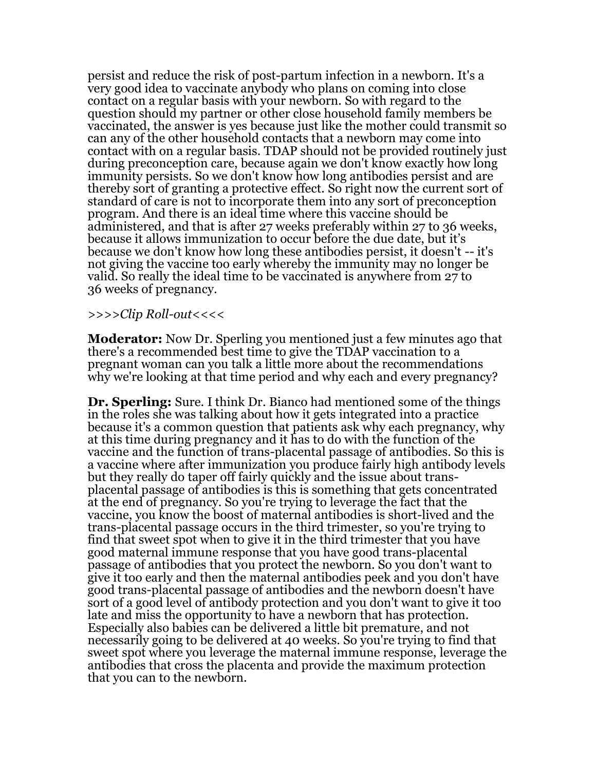persist and reduce the risk of post-partum infection in a newborn. It's a very good idea to vaccinate anybody who plans on coming into close contact on a regular basis with your newborn. So with regard to the question should my partner or other close household family members be vaccinated, the answer is yes because just like the mother could transmit so can any of the other household contacts that a newborn may come into contact with on a regular basis. TDAP should not be provided routinely just during preconception care, because again we don't know exactly how long immunity persists. So we don't know how long antibodies persist and are thereby sort of granting a protective effect. So right now the current sort of standard of care is not to incorporate them into any sort of preconception program. And there is an ideal time where this vaccine should be administered, and that is after 27 weeks preferably within 27 to 36 weeks, because it allows immunization to occur before the due date, but it's because we don't know how long these antibodies persist, it doesn't -- it's not giving the vaccine too early whereby the immunity may no longer be valid. So really the ideal time to be vaccinated is anywhere from 27 to 36 weeks of pregnancy.

>>>>*Clip Roll-out*<<<<

**Moderator:** Now Dr. Sperling you mentioned just a few minutes ago that there's a recommended best time to give the TDAP vaccination to a pregnant woman can you talk a little more about the recommendations why we're looking at that time period and why each and every pregnancy?

**Dr. Sperling:** Sure. I think Dr. Bianco had mentioned some of the things in the roles she was talking about how it gets integrated into a practice because it's a common question that patients ask why each pregnancy, why at this time during pregnancy and it has to do with the function of the vaccine and the function of trans-placental passage of antibodies. So this is a vaccine where after immunization you produce fairly high antibody levels but they really do taper off fairly quickly and the issue about trans-placental passage of antibodies is this is something that gets concentrated at the end of pregnancy. So you're trying to leverage the fact that the vaccine, you know the boost of maternal antibodies is short-lived and the trans-placental passage occurs in the third trimester, so you're trying to find that sweet spot when to give it in the third trimester that you have good maternal immune response that you have good trans-placental passage of antibodies that you protect the newborn. So you don't want to give it too early and then the maternal antibodies peek and you don't have good trans-placental passage of antibodies and the newborn doesn't have sort of a good level of antibody protection and you don't want to give it too late and miss the opportunity to have a newborn that has protection. Especially also babies can be delivered a little bit premature, and not necessarily going to be delivered at 40 weeks. So you're trying to find that sweet spot where you leverage the maternal immune response, leverage the antibodies that cross the placenta and provide the maximum protection that you can to the newborn.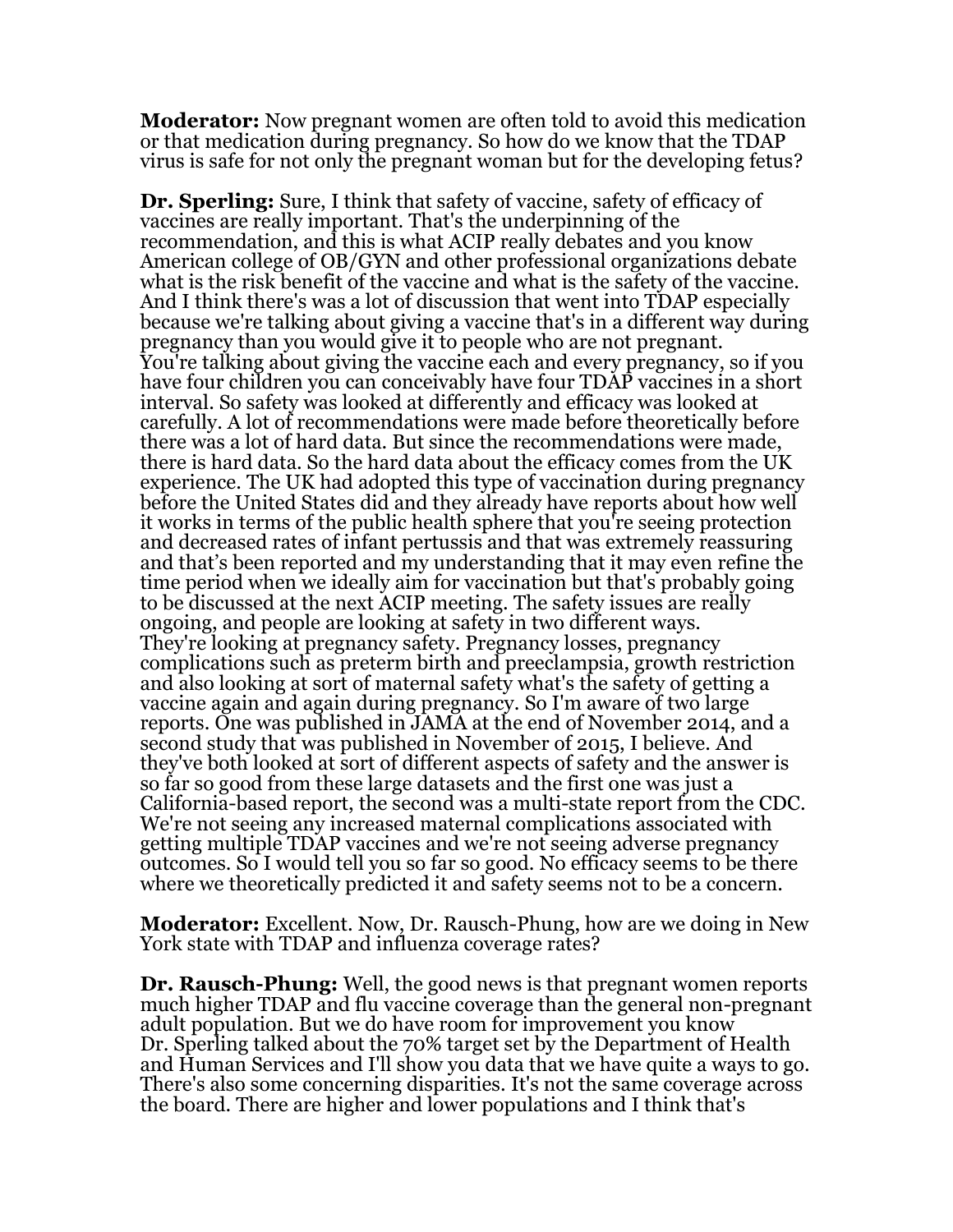**Moderator:** Now pregnant women are often told to avoid this medication or that medication during pregnancy. So how do we know that the TDAP virus is safe for not only the pregnant woman but for the developing fetus?

**Dr. Sperling:** Sure, I think that safety of vaccine, safety of efficacy of vaccines are really important. That's the underpinning of the recommendation, and this is what ACIP really debates and you know American college of OB/GYN and other professional organizations debate what is the risk benefit of the vaccine and what is the safety of the vaccine. And I think there's was a lot of discussion that went into TDAP especially because we're talking about giving a vaccine that's in a different way during pregnancy than you would give it to people who are not pregnant. You're talking about giving the vaccine each and every pregnancy, so if you have four children you can conceivably have four TDAP vaccines in a short interval. So safety was looked at differently and efficacy was looked at carefully. A lot of recommendations were made before theoretically before there was a lot of hard data. But since the recommendations were made, there is hard data. So the hard data about the efficacy comes from the UK experience. The UK had adopted this type of vaccination during pregnancy before the United States did and they already have reports about how well it works in terms of the public health sphere that you're seeing protection and decreased rates of infant pertussis and that was extremely reassuring and that's been reported and my understanding that it may even refine the time period when we ideally aim for vaccination but that's probably going to be discussed at the next ACIP meeting. The safety issues are really ongoing, and people are looking at safety in two different ways. They're looking at pregnancy safety. Pregnancy losses, pregnancy complications such as preterm birth and preeclampsia, growth restriction and also looking at sort of maternal safety what's the safety of getting a vaccine again and again during pregnancy. So I'm aware of two large reports. One was published in JAMA at the end of November 2014, and a second study that was published in November of 2015, I believe. And they've both looked at sort of different aspects of safety and the answer is so far so good from these large datasets and the first one was just a California-based report, the second was a multi-state report from the CDC. We're not seeing any increased maternal complications associated with getting multiple TDAP vaccines and we're not seeing adverse pregnancy outcomes. So I would tell you so far so good. No efficacy seems to be there where we theoretically predicted it and safety seems not to be a concern.

**Moderator:** Excellent. Now, Dr. Rausch-Phung, how are we doing in New York state with TDAP and influenza coverage rates?

**Dr. Rausch-Phung:** Well, the good news is that pregnant women reports much higher TDAP and flu vaccine coverage than the general non-pregnant adult population. But we do have room for improvement you know Dr. Sperling talked about the 70% target set by the Department of Health and Human Services and I'll show you data that we have quite a ways to go. There's also some concerning disparities. It's not the same coverage across the board. There are higher and lower populations and I think that's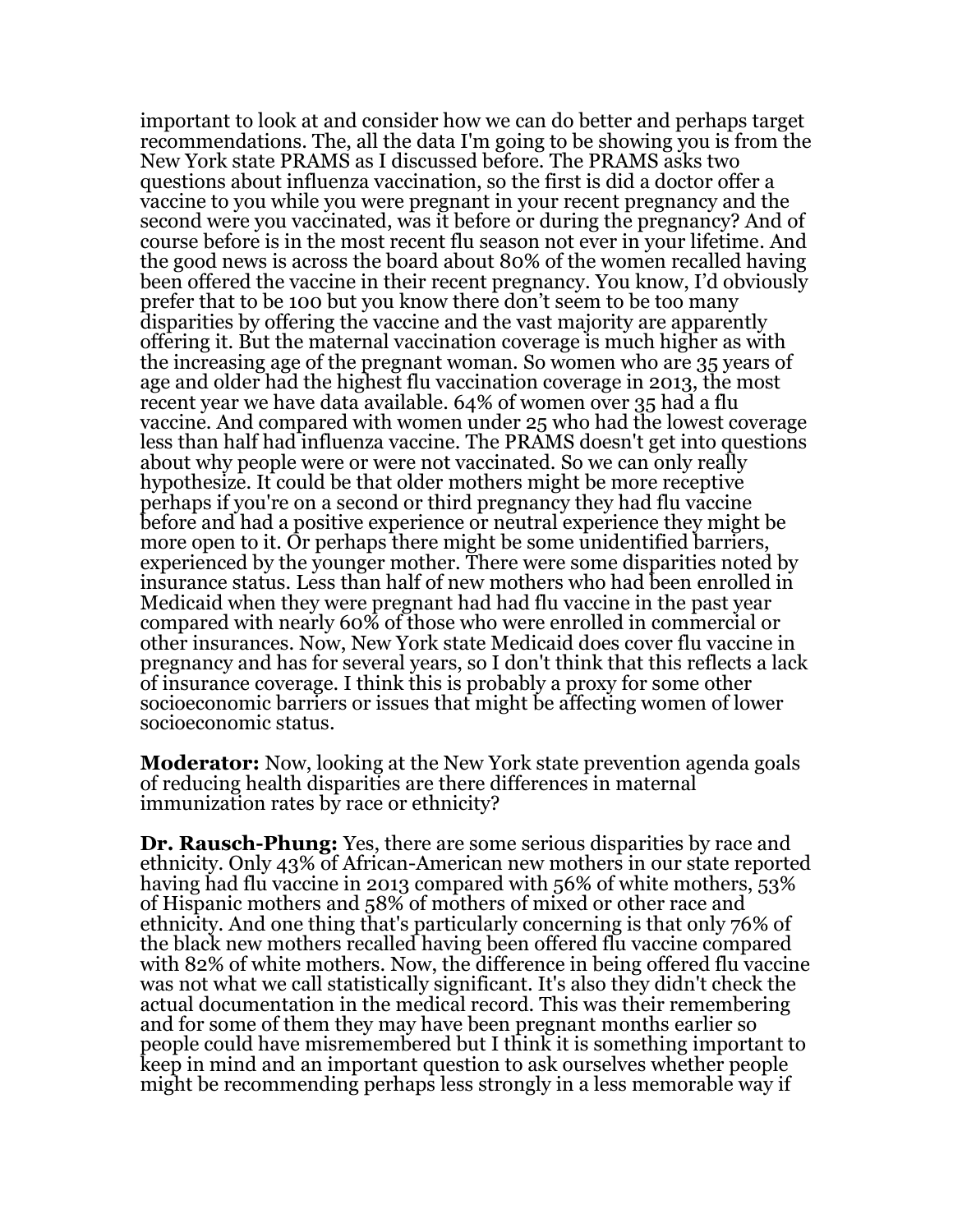important to look at and consider how we can do better and perhaps target recommendations. The, all the data I'm going to be showing you is from the New York state PRAMS as I discussed before. The PRAMS asks two questions about influenza vaccination, so the first is did a doctor offer a vaccine to you while you were pregnant in your recent pregnancy and the second were you vaccinated, was it before or during the pregnancy? And of course before is in the most recent flu season not ever in your lifetime. And the good news is across the board about 80% of the women recalled having been offered the vaccine in their recent pregnancy. You know, I'd obviously prefer that to be 100 but you know there don't seem to be too many disparities by offering the vaccine and the vast majority are apparently offering it. But the maternal vaccination coverage is much higher as with the increasing age of the pregnant woman. So women who are 35 years of age and older had the highest flu vaccination coverage in 2013, the most recent year we have data available. 64% of women over 35 had a flu vaccine. And compared with women under 25 who had the lowest coverage less than half had influenza vaccine. The PRAMS doesn't get into questions about why people were or were not vaccinated. So we can only really hypothesize. It could be that older mothers might be more receptive perhaps if you're on a second or third pregnancy they had flu vaccine before and had a positive experience or neutral experience they might be more open to it. Or perhaps there might be some unidentified barriers, experienced by the younger mother. There were some disparities noted by insurance status. Less than half of new mothers who had been enrolled in Medicaid when they were pregnant had had flu vaccine in the past year compared with nearly 60% of those who were enrolled in commercial or other insurances. Now, New York state Medicaid does cover flu vaccine in pregnancy and has for several years, so I don't think that this reflects a lack of insurance coverage. I think this is probably a proxy for some other socioeconomic barriers or issues that might be affecting women of lower socioeconomic status.

**Moderator:** Now, looking at the New York state prevention agenda goals of reducing health disparities are there differences in maternal immunization rates by race or ethnicity?

**Dr. Rausch-Phung:** Yes, there are some serious disparities by race and ethnicity. Only 43% of African-American new mothers in our state reported having had flu vaccine in 2013 compared with 56% of white mothers, 53% of Hispanic mothers and 58% of mothers of mixed or other race and ethnicity. And one thing that's particularly concerning is that only 76% of the black new mothers recalled having been offered flu vaccine compared with 82% of white mothers. Now, the difference in being offered flu vaccine was not what we call statistically significant. It's also they didn't check the actual documentation in the medical record. This was their remembering and for some of them they may have been pregnant months earlier so people could have misremembered but I think it is something important to keep in mind and an important question to ask ourselves whether people might be recommending perhaps less strongly in a less memorable way if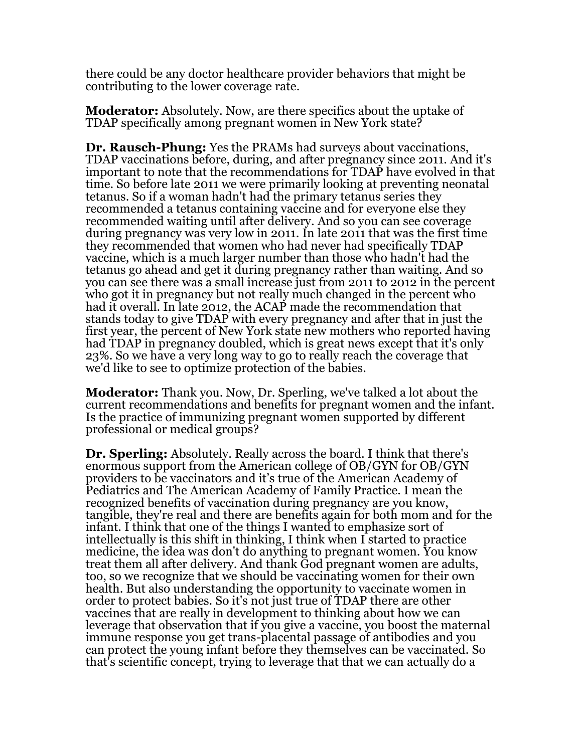there could be any doctor healthcare provider behaviors that might be contributing to the lower coverage rate.

**Moderator:** Absolutely. Now, are there specifics about the uptake of TDAP specifically among pregnant women in New York state?

**Dr. Rausch-Phung:** Yes the PRAMs had surveys about vaccinations, TDAP vaccinations before, during, and after pregnancy since 2011. And it's important to note that the recommendations for TDAP have evolved in that time. So before late 2011 we were primarily looking at preventing neonatal tetanus. So if a woman hadn't had the primary tetanus series they recommended a tetanus containing vaccine and for everyone else they recommended waiting until after delivery. And so you can see coverage during pregnancy was very low in 2011. In late 2011 that was the first time they recommended that women who had never had specifically TDAP vaccine, which is a much larger number than those who hadn't had the tetanus go ahead and get it during pregnancy rather than waiting. And so you can see there was a small increase just from 2011 to 2012 in the percent who got it in pregnancy but not really much changed in the percent who had it overall. In late 2012, the ACAP made the recommendation that stands today to give TDAP with every pregnancy and after that in just the first year, the percent of New York state new mothers who reported having had TDAP in pregnancy doubled, which is great news except that it's only 23%. So we have a very long way to go to really reach the coverage that we'd like to see to optimize protection of the babies.

**Moderator:** Thank you. Now, Dr. Sperling, we've talked a lot about the current recommendations and benefits for pregnant women and the infant. Is the practice of immunizing pregnant women supported by different professional or medical groups?

**Dr. Sperling:** Absolutely. Really across the board. I think that there's enormous support from the American college of OB/GYN for OB/GYN providers to be vaccinators and it's true of the American Academy of Pediatrics and The American Academy of Family Practice. I mean the recognized benefits of vaccination during pregnancy are you know, tangible, they're real and there are benefits again for both mom and for the infant. I think that one of the things I wanted to emphasize sort of intellectually is this shift in thinking, I think when I started to practice medicine, the idea was don't do anything to pregnant women. You know treat them all after delivery. And thank God pregnant women are adults, too, so we recognize that we should be vaccinating women for their own health. But also understanding the opportunity to vaccinate women in order to protect babies. So it's not just true of TDAP there are other vaccines that are really in development to thinking about how we can leverage that observation that if you give a vaccine, you boost the maternal immune response you get trans-placental passage of antibodies and you can protect the young infant before they themselves can be vaccinated. So that's scientific concept, trying to leverage that that we can actually do a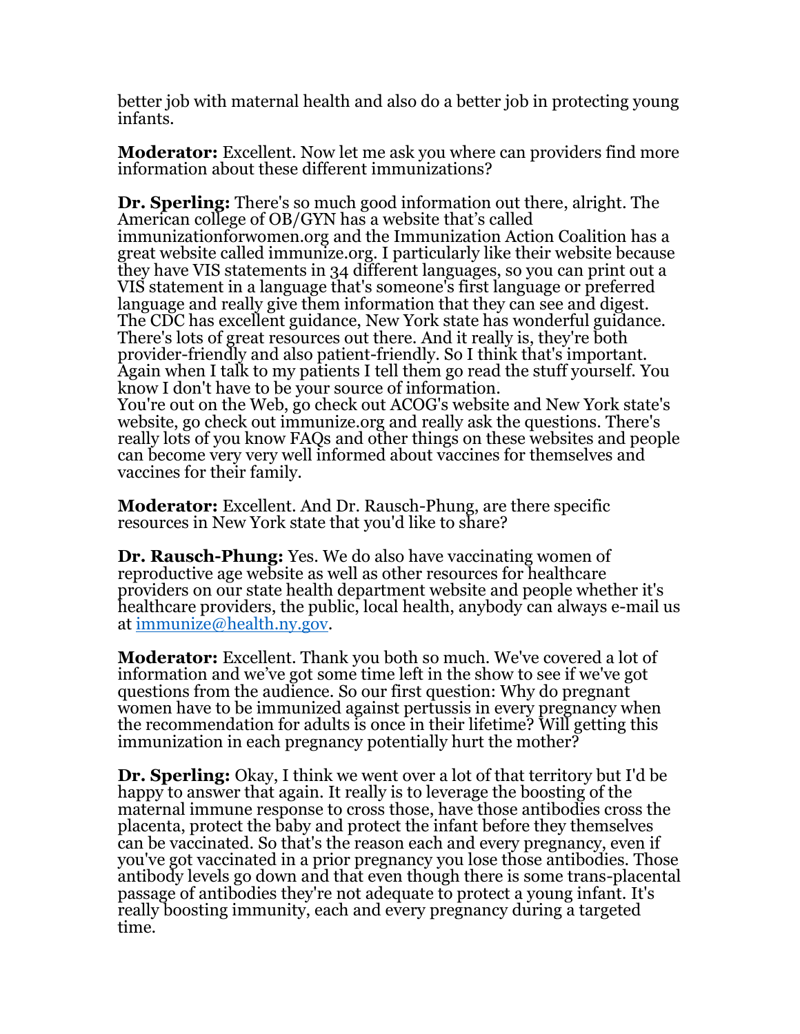better job with maternal health and also do a better job in protecting young infants.

**Moderator:** Excellent. Now let me ask you where can providers find more information about these different immunizations?

**Dr. Sperling:** There's so much good information out there, alright. The American college of OB/GYN has a website that's called immunizationforwomen.org and the Immunization Action Coalition has a great website called immunize.org. I particularly like their website because they have VIS statements in 34 different languages, so you can print out a VIS statement in a language that's someone's first language or preferred language and really give them information that they can see and digest. The CDC has excellent guidance, New York state has wonderful guidance. There's lots of great resources out there. And it really is, they're both provider-friendly and also patient-friendly. So I think that's important. Again when I talk to my patients I tell them go read the stuff yourself. You know I don't have to be your source of information.
You're out on the Web, go check out ACOG's website and New York state's website, go check out immunize.org and really ask the questions. There's really lots of you know FAQs and other things on these websites and people can become very very well informed about vaccines for themselves and vaccines for their family.

**Moderator:** Excellent. And Dr. Rausch-Phung, are there specific resources in New York state that you'd like to share?

**Dr. Rausch-Phung:** Yes. We do also have vaccinating women of reproductive age website as well as other resources for healthcare providers on our state health department website and people whether it's healthcare providers, the public, local health, anybody can always e-mail us at [immunize@health.ny.gov](mailto:immunize@health.ny.gov).

**Moderator:** Excellent. Thank you both so much. We've covered a lot of information and we've got some time left in the show to see if we've got questions from the audience. So our first question: Why do pregnant women have to be immunized against pertussis in every pregnancy when the recommendation for adults is once in their lifetime? Will getting this immunization in each pregnancy potentially hurt the mother?

**Dr. Sperling:** Okay, I think we went over a lot of that territory but I'd be happy to answer that again. It really is to leverage the boosting of the maternal immune response to cross those, have those antibodies cross the placenta, protect the baby and protect the infant before they themselves can be vaccinated. So that's the reason each and every pregnancy, even if you've got vaccinated in a prior pregnancy you lose those antibodies. Those antibody levels go down and that even though there is some trans-placental passage of antibodies they're not adequate to protect a young infant. It's really boosting immunity, each and every pregnancy during a targeted time.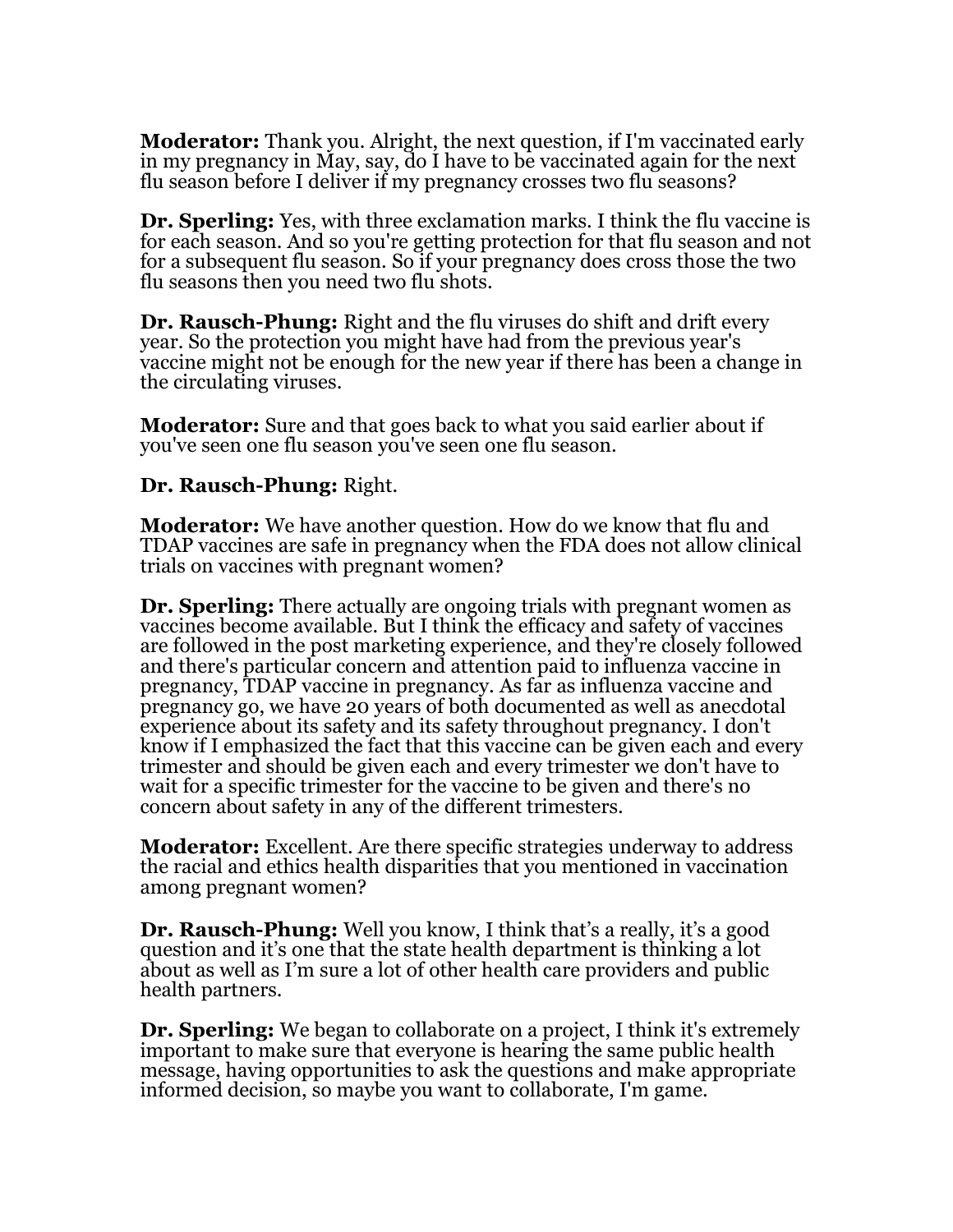**Moderator:** Thank you. Alright, the next question, if I'm vaccinated early in my pregnancy in May, say, do I have to be vaccinated again for the next flu season before I deliver if my pregnancy crosses two flu seasons?

**Dr. Sperling:** Yes, with three exclamation marks. I think the flu vaccine is for each season. And so you're getting protection for that flu season and not for a subsequent flu season. So if your pregnancy does cross those the two flu seasons then you need two flu shots.

**Dr. Rausch-Phung:** Right and the flu viruses do shift and drift every year. So the protection you might have had from the previous year's vaccine might not be enough for the new year if there has been a change in the circulating viruses.

**Moderator:** Sure and that goes back to what you said earlier about if you've seen one flu season you've seen one flu season.

**Dr. Rausch-Phung:** Right.

**Moderator:** We have another question. How do we know that flu and TDAP vaccines are safe in pregnancy when the FDA does not allow clinical trials on vaccines with pregnant women?

**Dr. Sperling:** There actually are ongoing trials with pregnant women as vaccines become available. But I think the efficacy and safety of vaccines are followed in the post marketing experience, and they're closely followed and there's particular concern and attention paid to influenza vaccine in pregnancy, TDAP vaccine in pregnancy. As far as influenza vaccine and pregnancy go, we have 20 years of both documented as well as anecdotal experience about its safety and its safety throughout pregnancy. I don't know if I emphasized the fact that this vaccine can be given each and every trimester and should be given each and every trimester we don't have to wait for a specific trimester for the vaccine to be given and there's no concern about safety in any of the different trimesters.

**Moderator:** Excellent. Are there specific strategies underway to address the racial and ethics health disparities that you mentioned in vaccination among pregnant women?

**Dr. Rausch-Phung:** Well you know, I think that's a really, it's a good question and it's one that the state health department is thinking a lot about as well as I'm sure a lot of other health care providers and public health partners.

**Dr. Sperling:** We began to collaborate on a project, I think it's extremely important to make sure that everyone is hearing the same public health message, having opportunities to ask the questions and make appropriate informed decision, so maybe you want to collaborate, I'm game.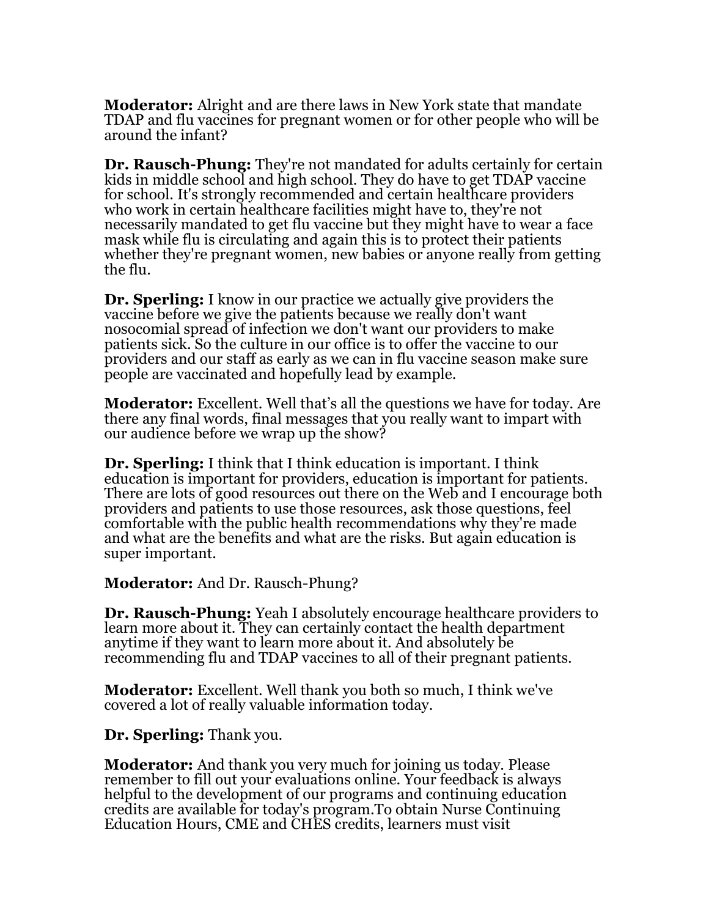**Moderator:** Alright and are there laws in New York state that mandate TDAP and flu vaccines for pregnant women or for other people who will be around the infant?

**Dr. Rausch-Phung:** They're not mandated for adults certainly for certain kids in middle school and high school. They do have to get TDAP vaccine for school. It's strongly recommended and certain healthcare providers who work in certain healthcare facilities might have to, they're not necessarily mandated to get flu vaccine but they might have to wear a face mask while flu is circulating and again this is to protect their patients whether they're pregnant women, new babies or anyone really from getting the flu.

**Dr. Sperling:** I know in our practice we actually give providers the vaccine before we give the patients because we really don't want nosocomial spread of infection we don't want our providers to make patients sick. So the culture in our office is to offer the vaccine to our providers and our staff as early as we can in flu vaccine season make sure people are vaccinated and hopefully lead by example.

**Moderator:** Excellent. Well that's all the questions we have for today. Are there any final words, final messages that you really want to impart with our audience before we wrap up the show?

**Dr. Sperling:** I think that I think education is important. I think education is important for providers, education is important for patients. There are lots of good resources out there on the Web and I encourage both providers and patients to use those resources, ask those questions, feel comfortable with the public health recommendations why they're made and what are the benefits and what are the risks. But again education is super important.

**Moderator:** And Dr. Rausch-Phung?

**Dr. Rausch-Phung:** Yeah I absolutely encourage healthcare providers to learn more about it. They can certainly contact the health department anytime if they want to learn more about it. And absolutely be recommending flu and TDAP vaccines to all of their pregnant patients.

**Moderator:** Excellent. Well thank you both so much, I think we've covered a lot of really valuable information today.

**Dr. Sperling:** Thank you.

**Moderator:** And thank you very much for joining us today. Please remember to fill out your evaluations online. Your feedback is always helpful to the development of our programs and continuing education credits are available for today's program.To obtain Nurse Continuing Education Hours, CME and CHES credits, learners must visit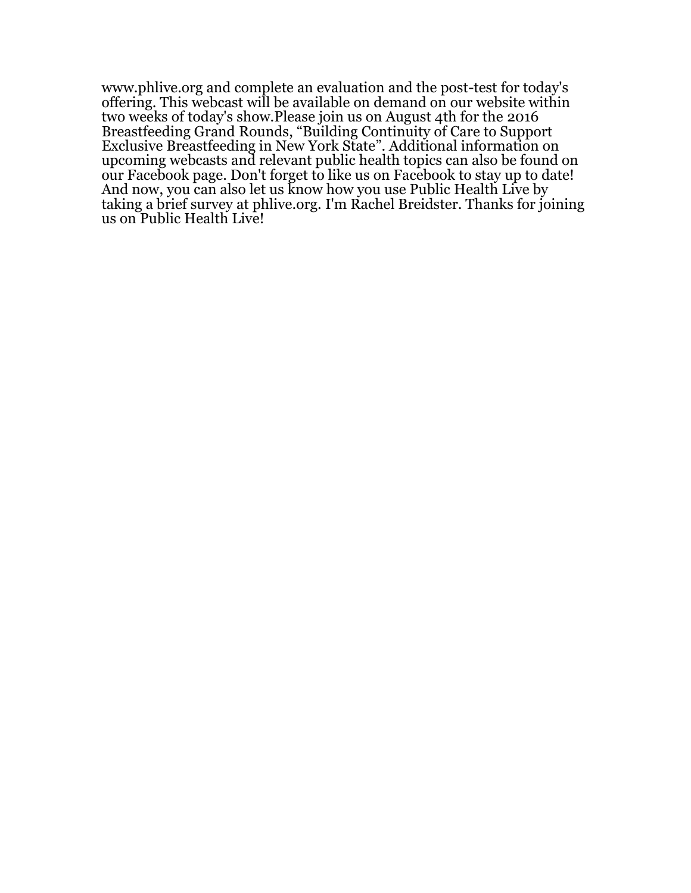www.phlive.org and complete an evaluation and the post-test for today's offering. This webcast will be available on demand on our website within two weeks of today's show.Please join us on August 4th for the 2016 Breastfeeding Grand Rounds, “Building Continuity of Care to Support Exclusive Breastfeeding in New York State”. Additional information on upcoming webcasts and relevant public health topics can also be found on our Facebook page. Don't forget to like us on Facebook to stay up to date! And now, you can also let us know how you use Public Health Live by taking a brief survey at phlive.org. I'm Rachel Breidster. Thanks for joining us on Public Health Live!